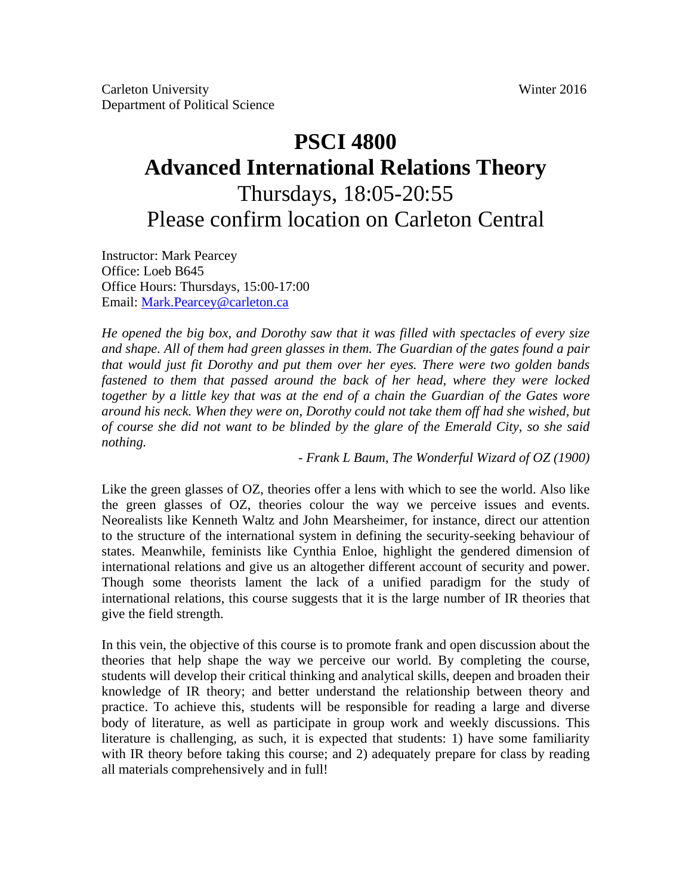Carleton University
Department of Political Science

Winter 2016

# PSCI 4800
# Advanced International Relations Theory

## Thursdays, 18:05-20:55
## Please confirm location on Carleton Central

Instructor: Mark Pearcey
Office: Loeb B645
Office Hours: Thursdays, 15:00-17:00
Email: [Mark.Pearcey@carleton.ca](mailto:Mark.Pearcey@carleton.ca)

*He opened the big box, and Dorothy saw that it was filled with spectacles of every size and shape. All of them had green glasses in them. The Guardian of the gates found a pair that would just fit Dorothy and put them over her eyes. There were two golden bands fastened to them that passed around the back of her head, where they were locked together by a little key that was at the end of a chain the Guardian of the Gates wore around his neck. When they were on, Dorothy could not take them off had she wished, but of course she did not want to be blinded by the glare of the Emerald City, so she said nothing.*

*- Frank L Baum, The Wonderful Wizard of OZ (1900)*

Like the green glasses of OZ, theories offer a lens with which to see the world. Also like the green glasses of OZ, theories colour the way we perceive issues and events. Neorealists like Kenneth Waltz and John Mearsheimer, for instance, direct our attention to the structure of the international system in defining the security-seeking behaviour of states. Meanwhile, feminists like Cynthia Enloe, highlight the gendered dimension of international relations and give us an altogether different account of security and power. Though some theorists lament the lack of a unified paradigm for the study of international relations, this course suggests that it is the large number of IR theories that give the field strength.

In this vein, the objective of this course is to promote frank and open discussion about the theories that help shape the way we perceive our world. By completing the course, students will develop their critical thinking and analytical skills, deepen and broaden their knowledge of IR theory; and better understand the relationship between theory and practice. To achieve this, students will be responsible for reading a large and diverse body of literature, as well as participate in group work and weekly discussions. This literature is challenging, as such, it is expected that students: 1) have some familiarity with IR theory before taking this course; and 2) adequately prepare for class by reading all materials comprehensively and in full!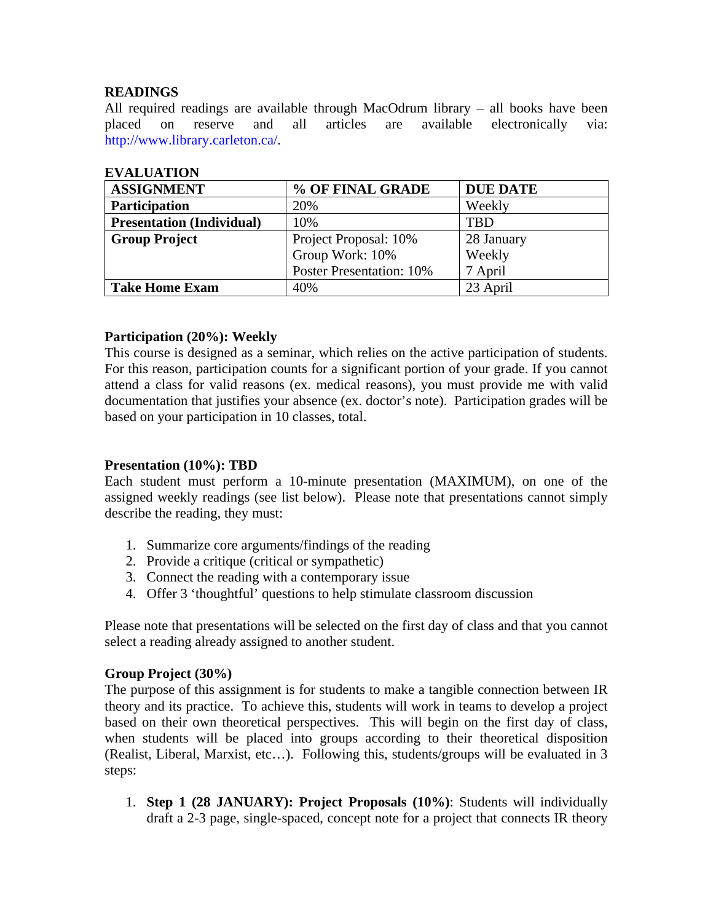**READINGS**

All required readings are available through MacOdrum library – all books have been placed on reserve and all articles are available electronically via: http://www.library.carleton.ca/.

**EVALUATION**

| ASSIGNMENT | % OF FINAL GRADE | DUE DATE |
|---|---|---|
| **Participation** | 20% | Weekly |
| **Presentation (Individual)** | 10% | TBD |
| **Group Project** | Project Proposal: 10%<br>Group Work: 10%<br>Poster Presentation: 10% | 28 January<br>Weekly<br>7 April |
| **Take Home Exam** | 40% | 23 April |

**Participation (20%): Weekly**

This course is designed as a seminar, which relies on the active participation of students. For this reason, participation counts for a significant portion of your grade. If you cannot attend a class for valid reasons (ex. medical reasons), you must provide me with valid documentation that justifies your absence (ex. doctor's note). Participation grades will be based on your participation in 10 classes, total.

**Presentation (10%): TBD**

Each student must perform a 10-minute presentation (MAXIMUM), on one of the assigned weekly readings (see list below). Please note that presentations cannot simply describe the reading, they must:

1. Summarize core arguments/findings of the reading
2. Provide a critique (critical or sympathetic)
3. Connect the reading with a contemporary issue
4. Offer 3 'thoughtful' questions to help stimulate classroom discussion

Please note that presentations will be selected on the first day of class and that you cannot select a reading already assigned to another student.

**Group Project (30%)**

The purpose of this assignment is for students to make a tangible connection between IR theory and its practice. To achieve this, students will work in teams to develop a project based on their own theoretical perspectives. This will begin on the first day of class, when students will be placed into groups according to their theoretical disposition (Realist, Liberal, Marxist, etc…). Following this, students/groups will be evaluated in 3 steps:

1. **Step 1 (28 JANUARY): Project Proposals (10%)**: Students will individually draft a 2-3 page, single-spaced, concept note for a project that connects IR theory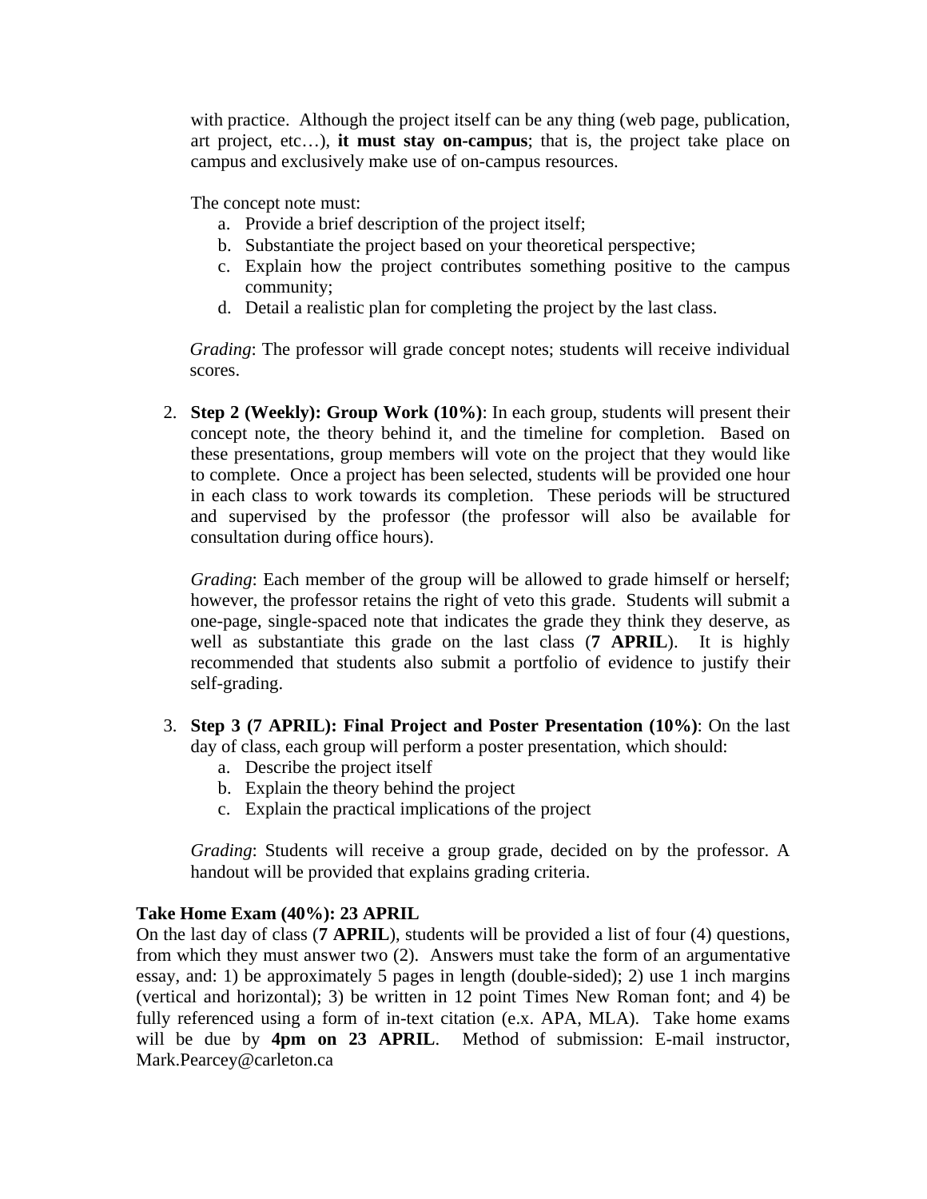with practice. Although the project itself can be any thing (web page, publication, art project, etc…), **it must stay on-campus**; that is, the project take place on campus and exclusively make use of on-campus resources.

The concept note must:

a. Provide a brief description of the project itself;
b. Substantiate the project based on your theoretical perspective;
c. Explain how the project contributes something positive to the campus community;
d. Detail a realistic plan for completing the project by the last class.

*Grading*: The professor will grade concept notes; students will receive individual scores.

2. **Step 2 (Weekly): Group Work (10%)**: In each group, students will present their concept note, the theory behind it, and the timeline for completion. Based on these presentations, group members will vote on the project that they would like to complete. Once a project has been selected, students will be provided one hour in each class to work towards its completion. These periods will be structured and supervised by the professor (the professor will also be available for consultation during office hours).

   *Grading*: Each member of the group will be allowed to grade himself or herself; however, the professor retains the right of veto this grade. Students will submit a one-page, single-spaced note that indicates the grade they think they deserve, as well as substantiate this grade on the last class (**7 APRIL**). It is highly recommended that students also submit a portfolio of evidence to justify their self-grading.

3. **Step 3 (7 APRIL): Final Project and Poster Presentation (10%)**: On the last day of class, each group will perform a poster presentation, which should:
   a. Describe the project itself
   b. Explain the theory behind the project
   c. Explain the practical implications of the project

   *Grading*: Students will receive a group grade, decided on by the professor. A handout will be provided that explains grading criteria.

**Take Home Exam (40%): 23 APRIL**

On the last day of class (**7 APRIL**), students will be provided a list of four (4) questions, from which they must answer two (2). Answers must take the form of an argumentative essay, and: 1) be approximately 5 pages in length (double-sided); 2) use 1 inch margins (vertical and horizontal); 3) be written in 12 point Times New Roman font; and 4) be fully referenced using a form of in-text citation (e.x. APA, MLA). Take home exams will be due by **4pm on 23 APRIL**. Method of submission: E-mail instructor, Mark.Pearcey@carleton.ca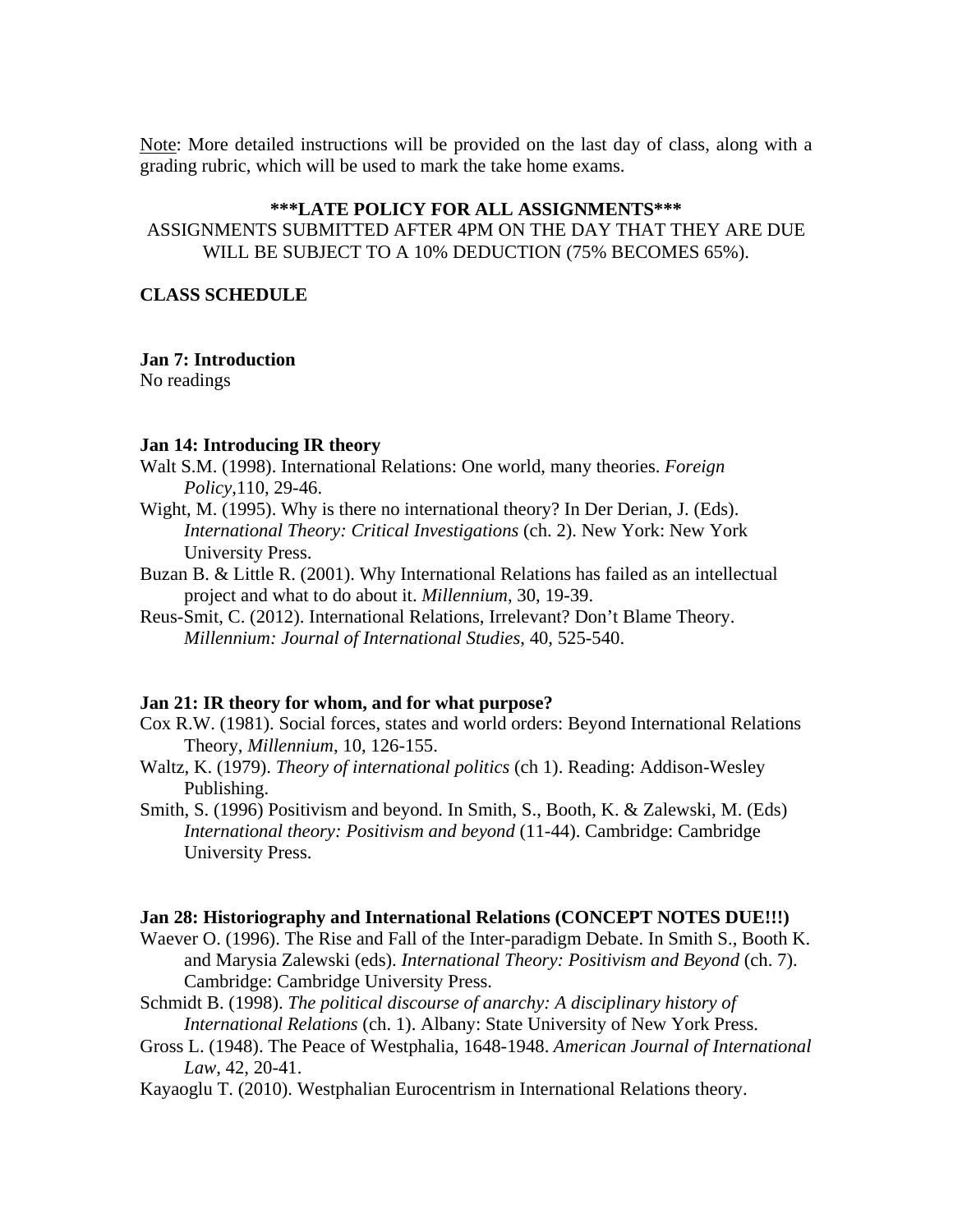<u>Note</u>: More detailed instructions will be provided on the last day of class, along with a grading rubric, which will be used to mark the take home exams.

**\*\*\*LATE POLICY FOR ALL ASSIGNMENTS\*\*\***

ASSIGNMENTS SUBMITTED AFTER 4PM ON THE DAY THAT THEY ARE DUE WILL BE SUBJECT TO A 10% DEDUCTION (75% BECOMES 65%).

**CLASS SCHEDULE**

**Jan 7: Introduction**

No readings

**Jan 14: Introducing IR theory**

Walt S.M. (1998). International Relations: One world, many theories. *Foreign Policy*,110, 29-46.

Wight, M. (1995). Why is there no international theory? In Der Derian, J. (Eds). *International Theory: Critical Investigations* (ch. 2). New York: New York University Press.

Buzan B. & Little R. (2001). Why International Relations has failed as an intellectual project and what to do about it. *Millennium*, 30, 19-39.

Reus-Smit, C. (2012). International Relations, Irrelevant? Don't Blame Theory. *Millennium: Journal of International Studies,* 40, 525-540.

**Jan 21: IR theory for whom, and for what purpose?**

Cox R.W. (1981). Social forces, states and world orders: Beyond International Relations Theory, *Millennium*, 10, 126-155.

Waltz, K. (1979). *Theory of international politics* (ch 1). Reading: Addison-Wesley Publishing.

Smith, S. (1996) Positivism and beyond. In Smith, S., Booth, K. & Zalewski, M. (Eds) *International theory: Positivism and beyond* (11-44). Cambridge: Cambridge University Press.

**Jan 28: Historiography and International Relations (CONCEPT NOTES DUE!!!)**

Waever O. (1996). The Rise and Fall of the Inter-paradigm Debate. In Smith S., Booth K. and Marysia Zalewski (eds). *International Theory: Positivism and Beyond* (ch. 7). Cambridge: Cambridge University Press.

Schmidt B. (1998). *The political discourse of anarchy: A disciplinary history of International Relations* (ch. 1). Albany: State University of New York Press.

Gross L. (1948). The Peace of Westphalia, 1648-1948. *American Journal of International Law*, 42, 20-41.

Kayaoglu T. (2010). Westphalian Eurocentrism in International Relations theory.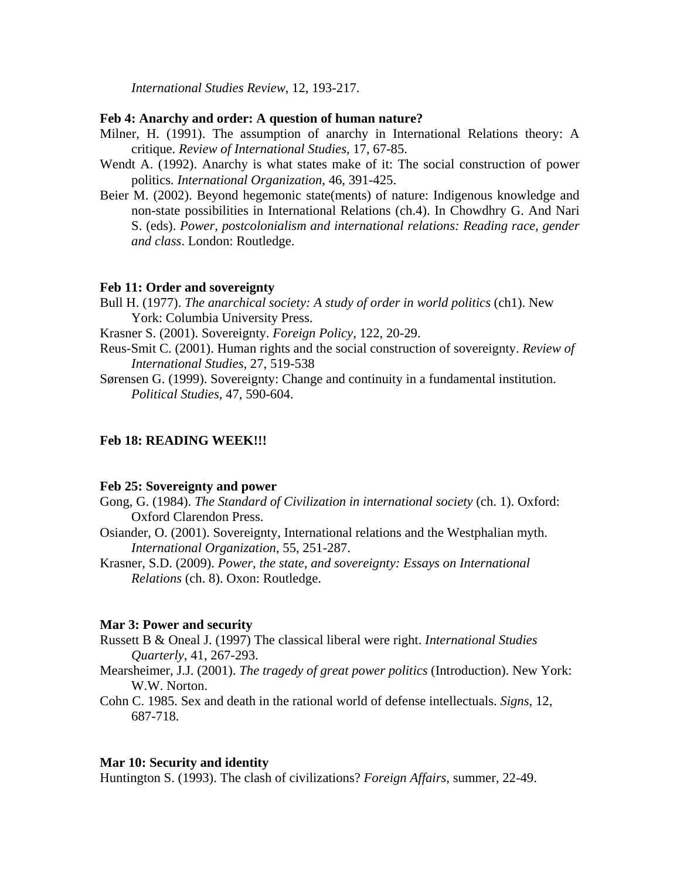*International Studies Review*, 12, 193-217.

**Feb 4: Anarchy and order: A question of human nature?**

Milner, H. (1991). The assumption of anarchy in International Relations theory: A critique. *Review of International Studies*, 17, 67-85.

Wendt A. (1992). Anarchy is what states make of it: The social construction of power politics. *International Organization*, 46, 391-425.

Beier M. (2002). Beyond hegemonic state(ments) of nature: Indigenous knowledge and non-state possibilities in International Relations (ch.4). In Chowdhry G. And Nari S. (eds). *Power, postcolonialism and international relations: Reading race, gender and class*. London: Routledge.

**Feb 11: Order and sovereignty**

Bull H. (1977). *The anarchical society: A study of order in world politics* (ch1). New York: Columbia University Press.

Krasner S. (2001). Sovereignty. *Foreign Policy*, 122, 20-29.

Reus-Smit C. (2001). Human rights and the social construction of sovereignty. *Review of International Studies*, 27, 519-538

Sørensen G. (1999). Sovereignty: Change and continuity in a fundamental institution. *Political Studies*, 47, 590-604.

**Feb 18: READING WEEK!!!**

**Feb 25: Sovereignty and power**

Gong, G. (1984). *The Standard of Civilization in international society* (ch. 1). Oxford: Oxford Clarendon Press.

Osiander, O. (2001). Sovereignty, International relations and the Westphalian myth. *International Organization*, 55, 251-287.

Krasner, S.D. (2009). *Power, the state, and sovereignty: Essays on International Relations* (ch. 8). Oxon: Routledge.

**Mar 3: Power and security**

Russett B & Oneal J. (1997) The classical liberal were right. *International Studies Quarterly*, 41, 267-293.

Mearsheimer, J.J. (2001). *The tragedy of great power politics* (Introduction). New York: W.W. Norton.

Cohn C. 1985. Sex and death in the rational world of defense intellectuals. *Signs*, 12, 687-718.

**Mar 10: Security and identity**

Huntington S. (1993). The clash of civilizations? *Foreign Affairs*, summer, 22-49.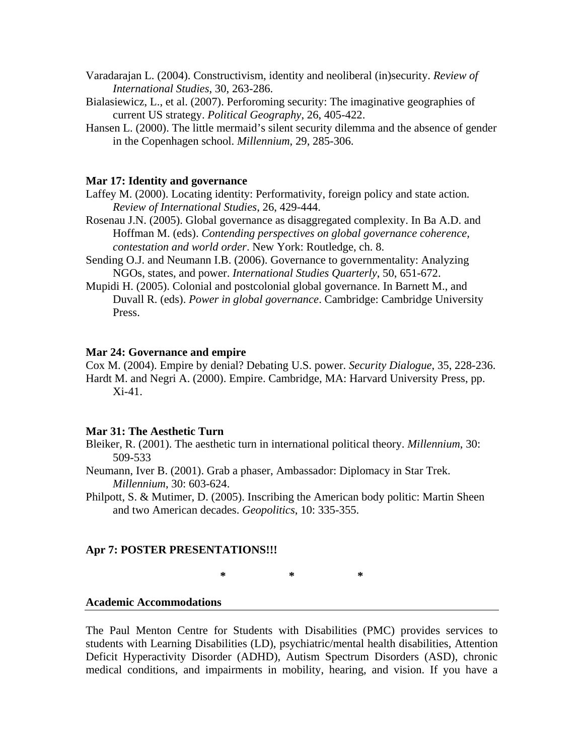Varadarajan L. (2004). Constructivism, identity and neoliberal (in)security. *Review of International Studies*, 30, 263-286.

Bialasiewicz, L., et al. (2007). Perforoming security: The imaginative geographies of current US strategy. *Political Geography*, 26, 405-422.

Hansen L. (2000). The little mermaid's silent security dilemma and the absence of gender in the Copenhagen school. *Millennium*, 29, 285-306.

**Mar 17: Identity and governance**

Laffey M. (2000). Locating identity: Performativity, foreign policy and state action. *Review of International Studies*, 26, 429-444.

Rosenau J.N. (2005). Global governance as disaggregated complexity. In Ba A.D. and Hoffman M. (eds). *Contending perspectives on global governance coherence, contestation and world order*. New York: Routledge, ch. 8.

Sending O.J. and Neumann I.B. (2006). Governance to governmentality: Analyzing NGOs, states, and power. *International Studies Quarterly*, 50, 651-672.

Mupidi H. (2005). Colonial and postcolonial global governance. In Barnett M., and Duvall R. (eds). *Power in global governance*. Cambridge: Cambridge University Press.

**Mar 24: Governance and empire**

Cox M. (2004). Empire by denial? Debating U.S. power. *Security Dialogue*, 35, 228-236.

Hardt M. and Negri A. (2000). Empire. Cambridge, MA: Harvard University Press, pp. Xi-41.

**Mar 31: The Aesthetic Turn**

Bleiker, R. (2001). The aesthetic turn in international political theory. *Millennium*, 30: 509-533

Neumann, Iver B. (2001). Grab a phaser, Ambassador: Diplomacy in Star Trek. *Millennium*, 30: 603-624.

Philpott, S. & Mutimer, D. (2005). Inscribing the American body politic: Martin Sheen and two American decades. *Geopolitics*, 10: 335-355.

**Apr 7: POSTER PRESENTATIONS!!!**

\* \* \*

**Academic Accommodations**

The Paul Menton Centre for Students with Disabilities (PMC) provides services to students with Learning Disabilities (LD), psychiatric/mental health disabilities, Attention Deficit Hyperactivity Disorder (ADHD), Autism Spectrum Disorders (ASD), chronic medical conditions, and impairments in mobility, hearing, and vision. If you have a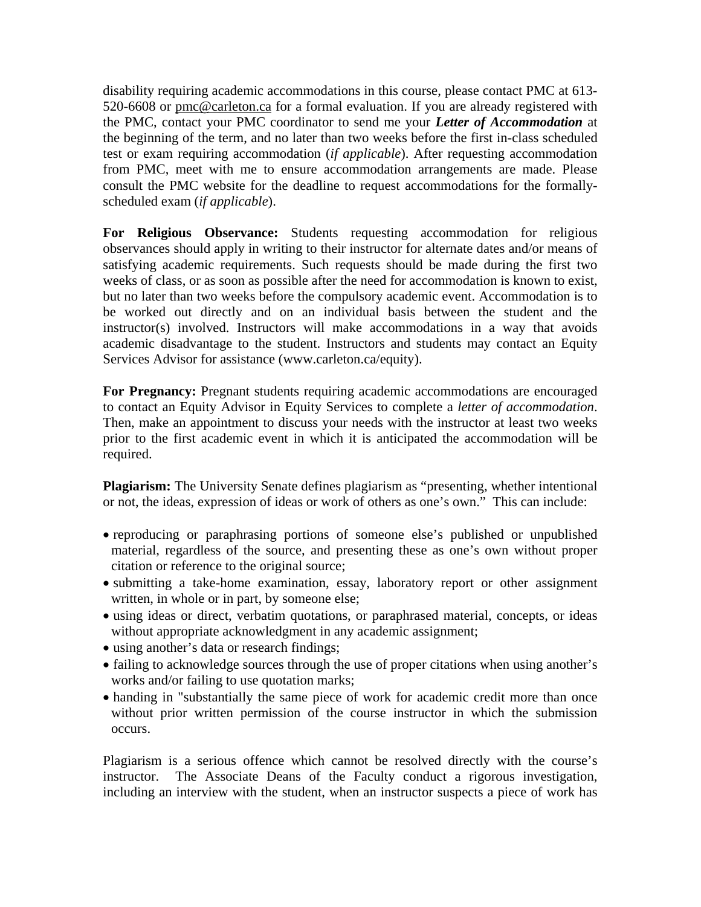disability requiring academic accommodations in this course, please contact PMC at 613-520-6608 or pmc@carleton.ca for a formal evaluation. If you are already registered with the PMC, contact your PMC coordinator to send me your ***Letter of Accommodation*** at the beginning of the term, and no later than two weeks before the first in-class scheduled test or exam requiring accommodation (*if applicable*). After requesting accommodation from PMC, meet with me to ensure accommodation arrangements are made. Please consult the PMC website for the deadline to request accommodations for the formally-scheduled exam (*if applicable*).

**For Religious Observance:** Students requesting accommodation for religious observances should apply in writing to their instructor for alternate dates and/or means of satisfying academic requirements. Such requests should be made during the first two weeks of class, or as soon as possible after the need for accommodation is known to exist, but no later than two weeks before the compulsory academic event. Accommodation is to be worked out directly and on an individual basis between the student and the instructor(s) involved. Instructors will make accommodations in a way that avoids academic disadvantage to the student. Instructors and students may contact an Equity Services Advisor for assistance (www.carleton.ca/equity).

**For Pregnancy:** Pregnant students requiring academic accommodations are encouraged to contact an Equity Advisor in Equity Services to complete a *letter of accommodation*. Then, make an appointment to discuss your needs with the instructor at least two weeks prior to the first academic event in which it is anticipated the accommodation will be required.

**Plagiarism:** The University Senate defines plagiarism as "presenting, whether intentional or not, the ideas, expression of ideas or work of others as one's own." This can include:

- reproducing or paraphrasing portions of someone else's published or unpublished material, regardless of the source, and presenting these as one's own without proper citation or reference to the original source;
- submitting a take-home examination, essay, laboratory report or other assignment written, in whole or in part, by someone else;
- using ideas or direct, verbatim quotations, or paraphrased material, concepts, or ideas without appropriate acknowledgment in any academic assignment;
- using another's data or research findings;
- failing to acknowledge sources through the use of proper citations when using another's works and/or failing to use quotation marks;
- handing in "substantially the same piece of work for academic credit more than once without prior written permission of the course instructor in which the submission occurs.

Plagiarism is a serious offence which cannot be resolved directly with the course's instructor. The Associate Deans of the Faculty conduct a rigorous investigation, including an interview with the student, when an instructor suspects a piece of work has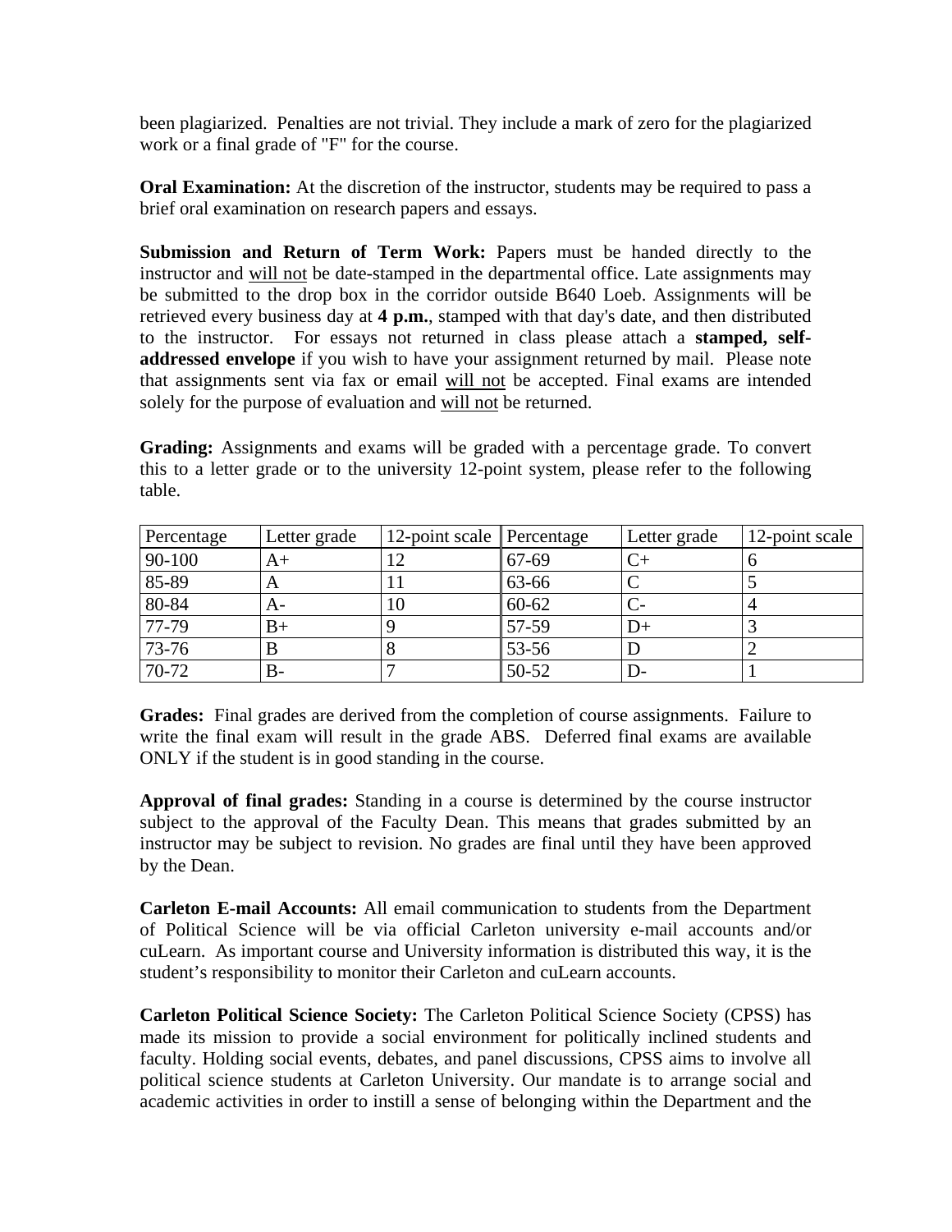been plagiarized. Penalties are not trivial. They include a mark of zero for the plagiarized work or a final grade of "F" for the course.

**Oral Examination:** At the discretion of the instructor, students may be required to pass a brief oral examination on research papers and essays.

**Submission and Return of Term Work:** Papers must be handed directly to the instructor and will not be date-stamped in the departmental office. Late assignments may be submitted to the drop box in the corridor outside B640 Loeb. Assignments will be retrieved every business day at **4 p.m.**, stamped with that day's date, and then distributed to the instructor. For essays not returned in class please attach a **stamped, self-addressed envelope** if you wish to have your assignment returned by mail. Please note that assignments sent via fax or email will not be accepted. Final exams are intended solely for the purpose of evaluation and will not be returned.

**Grading:** Assignments and exams will be graded with a percentage grade. To convert this to a letter grade or to the university 12-point system, please refer to the following table.

| Percentage | Letter grade | 12-point scale | Percentage | Letter grade | 12-point scale |
|---|---|---|---|---|---|
| 90-100 | A+ | 12 | 67-69 | C+ | 6 |
| 85-89 | A | 11 | 63-66 | C | 5 |
| 80-84 | A- | 10 | 60-62 | C- | 4 |
| 77-79 | B+ | 9 | 57-59 | D+ | 3 |
| 73-76 | B | 8 | 53-56 | D | 2 |
| 70-72 | B- | 7 | 50-52 | D- | 1 |

**Grades:** Final grades are derived from the completion of course assignments. Failure to write the final exam will result in the grade ABS. Deferred final exams are available ONLY if the student is in good standing in the course.

**Approval of final grades:** Standing in a course is determined by the course instructor subject to the approval of the Faculty Dean. This means that grades submitted by an instructor may be subject to revision. No grades are final until they have been approved by the Dean.

**Carleton E-mail Accounts:** All email communication to students from the Department of Political Science will be via official Carleton university e-mail accounts and/or cuLearn. As important course and University information is distributed this way, it is the student's responsibility to monitor their Carleton and cuLearn accounts.

**Carleton Political Science Society:** The Carleton Political Science Society (CPSS) has made its mission to provide a social environment for politically inclined students and faculty. Holding social events, debates, and panel discussions, CPSS aims to involve all political science students at Carleton University. Our mandate is to arrange social and academic activities in order to instill a sense of belonging within the Department and the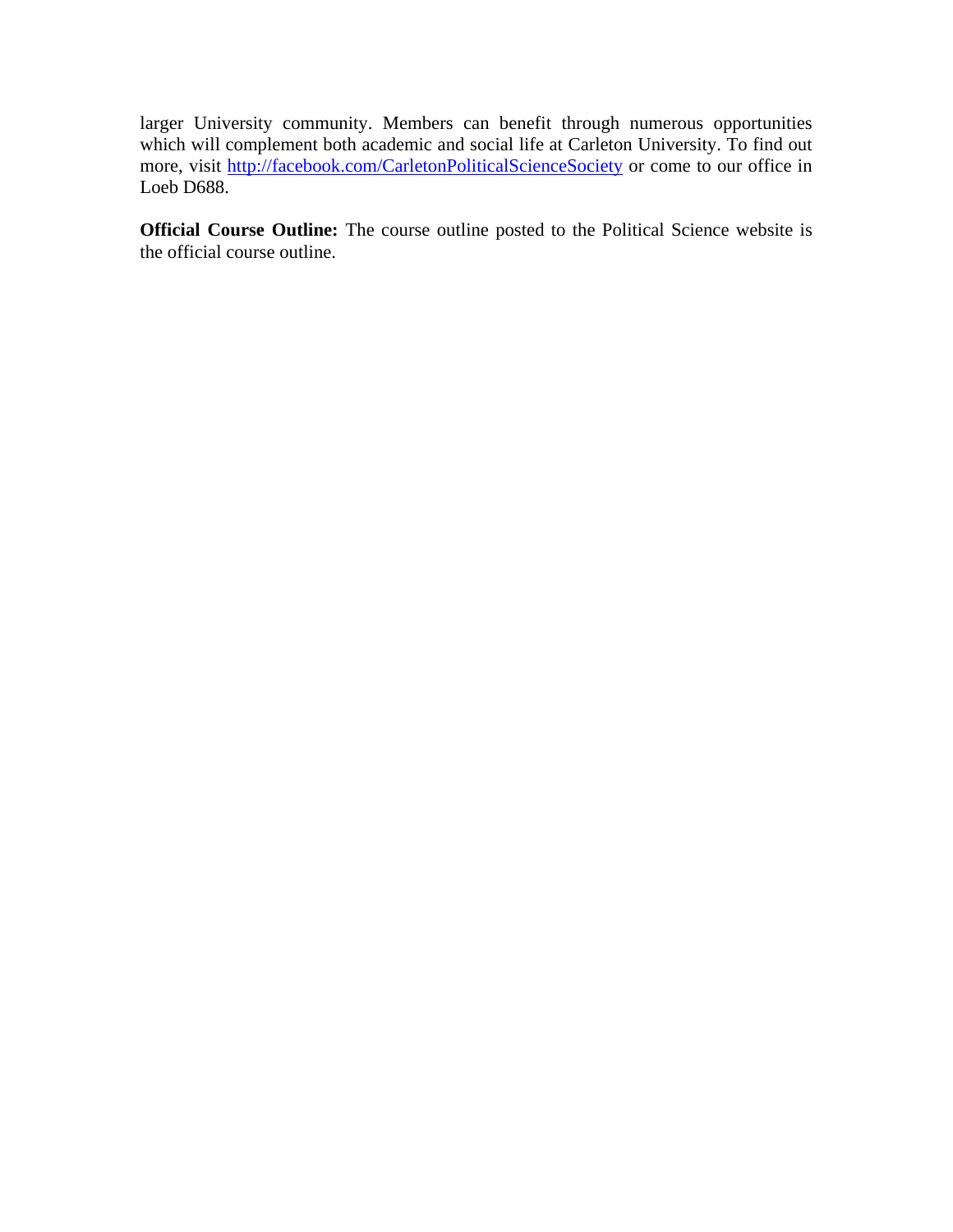larger University community. Members can benefit through numerous opportunities which will complement both academic and social life at Carleton University. To find out more, visit http://facebook.com/CarletonPoliticalScienceSociety or come to our office in Loeb D688.

**Official Course Outline:** The course outline posted to the Political Science website is the official course outline.